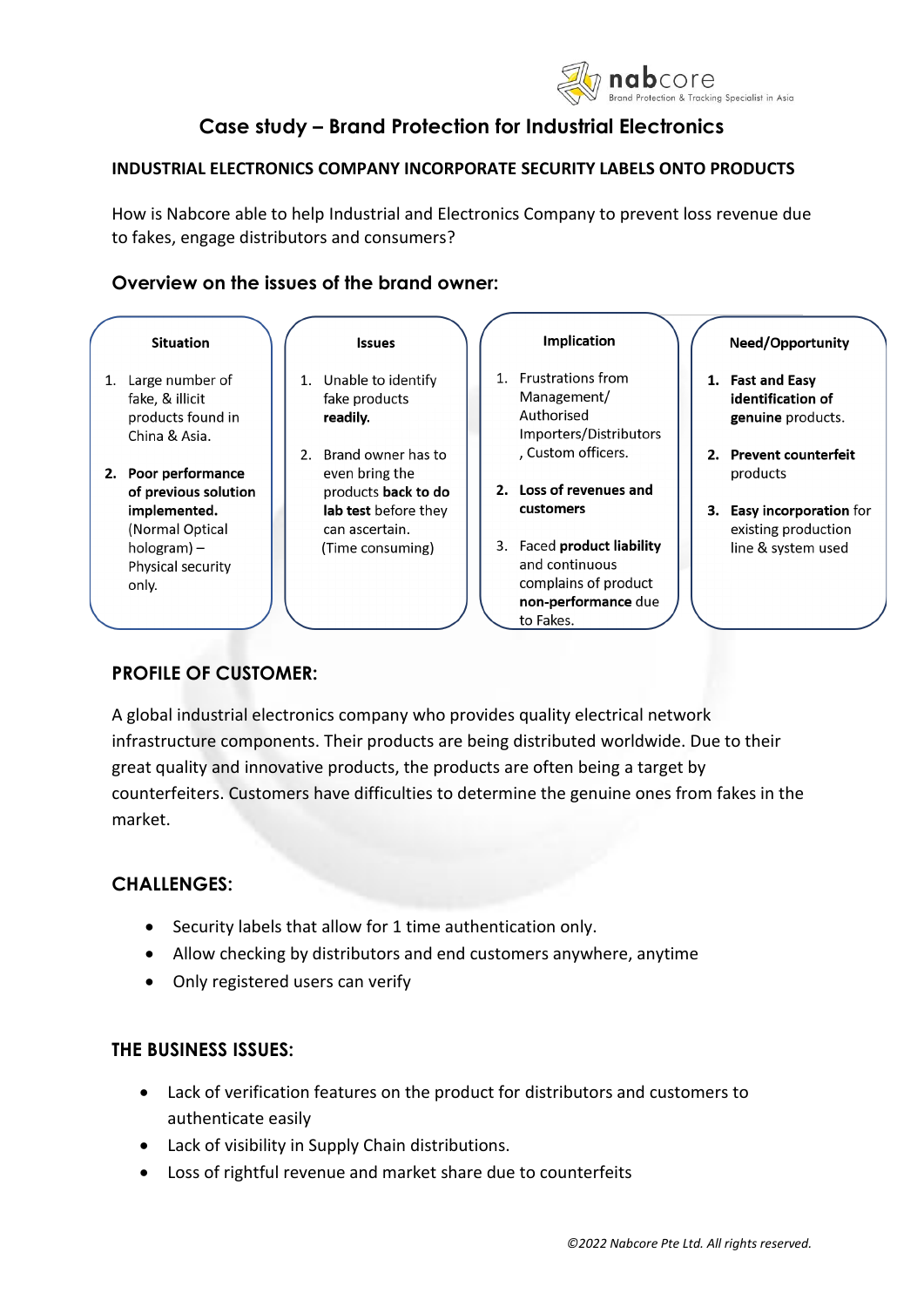# Case study – Brand Protection for Industrial Electronics

**INDUSTRIAL ELECTRONICS COMPANY INCORPORATE SECURITY LABELS ONTO PRODUCTS**

How is Nabcore able to help Industrial and Electronics Company to prevent loss revenue due to fakes, engage distributors and consumers?

## Overview on the issues of the brand owner:

| Situation | Issues | Implication | Need/Opportunity |
|---|---|---|---|
| 1. Large number of fake, & illicit products found in China & Asia.<br><br>2. **Poor performance of previous solution implemented.** (Normal Optical hologram) – Physical security only. | 1. Unable to identify fake products **readily.**<br><br>2. Brand owner has to even bring the products **back to do lab test** before they can ascertain. (Time consuming) | 1. Frustrations from Management/ Authorised Importers/Distributors , Custom officers.<br><br>2. **Loss of revenues and customers**<br><br>3. Faced **product liability** and continuous complains of product **non-performance** due to Fakes. | 1. **Fast and Easy identification of genuine** products.<br><br>2. **Prevent counterfeit** products<br><br>3. **Easy incorporation** for existing production line & system used |

## PROFILE OF CUSTOMER:

A global industrial electronics company who provides quality electrical network infrastructure components. Their products are being distributed worldwide. Due to their great quality and innovative products, the products are often being a target by counterfeiters. Customers have difficulties to determine the genuine ones from fakes in the market.

## CHALLENGES:

- Security labels that allow for 1 time authentication only.
- Allow checking by distributors and end customers anywhere, anytime
- Only registered users can verify

## THE BUSINESS ISSUES:

- Lack of verification features on the product for distributors and customers to authenticate easily
- Lack of visibility in Supply Chain distributions.
- Loss of rightful revenue and market share due to counterfeits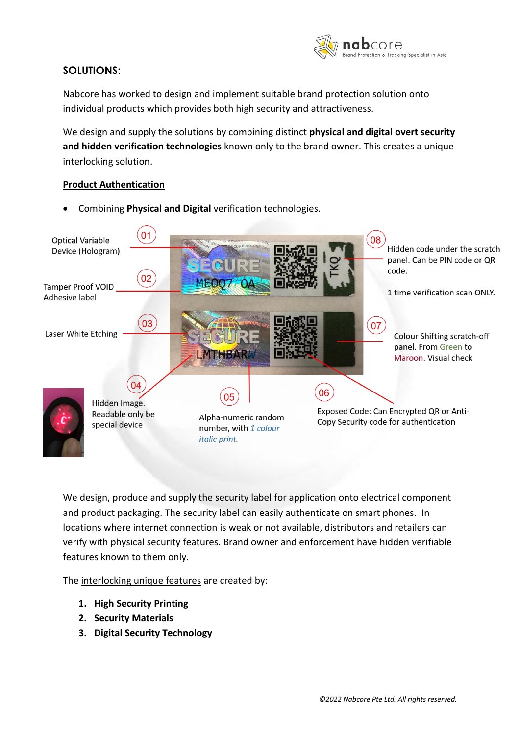## SOLUTIONS:

Nabcore has worked to design and implement suitable brand protection solution onto individual products which provides both high security and attractiveness.

We design and supply the solutions by combining distinct **physical and digital overt security and hidden verification technologies** known only to the brand owner. This creates a unique interlocking solution.

### Product Authentication

- Combining **Physical and Digital** verification technologies.

01 Optical Variable Device (Hologram)

02 Tamper Proof VOID Adhesive label

03 Laser White Etching

04 Hidden Image. Readable only be special device

05 Alpha-numeric random number, with *1 colour italic print.*

06 Exposed Code: Can Encrypted QR or Anti-Copy Security code for authentication

07 Colour Shifting scratch-off panel. From Green to Maroon. Visual check

08 Hidden code under the scratch panel. Can be PIN code or QR code.

1 time verification scan ONLY.

We design, produce and supply the security label for application onto electrical component and product packaging. The security label can easily authenticate on smart phones. In locations where internet connection is weak or not available, distributors and retailers can verify with physical security features. Brand owner and enforcement have hidden verifiable features known to them only.

The interlocking unique features are created by:

1. **High Security Printing**
2. **Security Materials**
3. **Digital Security Technology**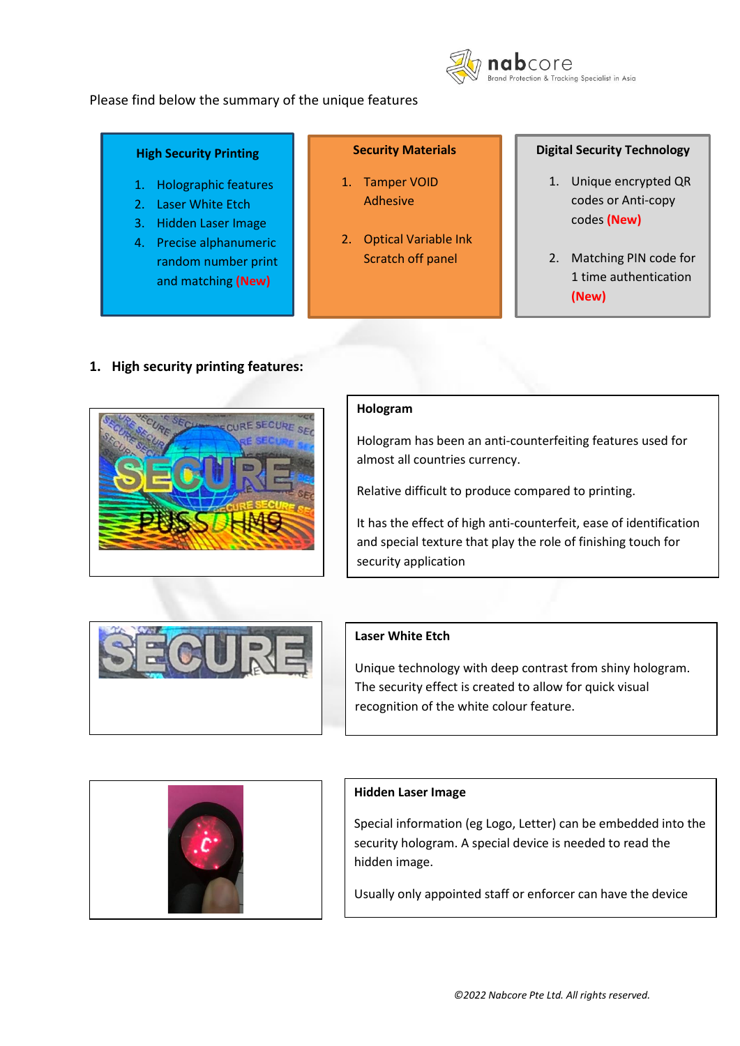Please find below the summary of the unique features

| High Security Printing | Security Materials | Digital Security Technology |
|---|---|---|
| 1. Holographic features<br>2. Laser White Etch<br>3. Hidden Laser Image<br>4. Precise alphanumeric random number print and matching **(New)** | 1. Tamper VOID Adhesive<br>2. Optical Variable Ink Scratch off panel | 1. Unique encrypted QR codes or Anti-copy codes **(New)**<br>2. Matching PIN code for 1 time authentication **(New)** |

## 1. High security printing features:

**Hologram**

Hologram has been an anti-counterfeiting features used for almost all countries currency.

Relative difficult to produce compared to printing.

It has the effect of high anti-counterfeit, ease of identification and special texture that play the role of finishing touch for security application

**Laser White Etch**

Unique technology with deep contrast from shiny hologram. The security effect is created to allow for quick visual recognition of the white colour feature.

**Hidden Laser Image**

Special information (eg Logo, Letter) can be embedded into the security hologram. A special device is needed to read the hidden image.

Usually only appointed staff or enforcer can have the device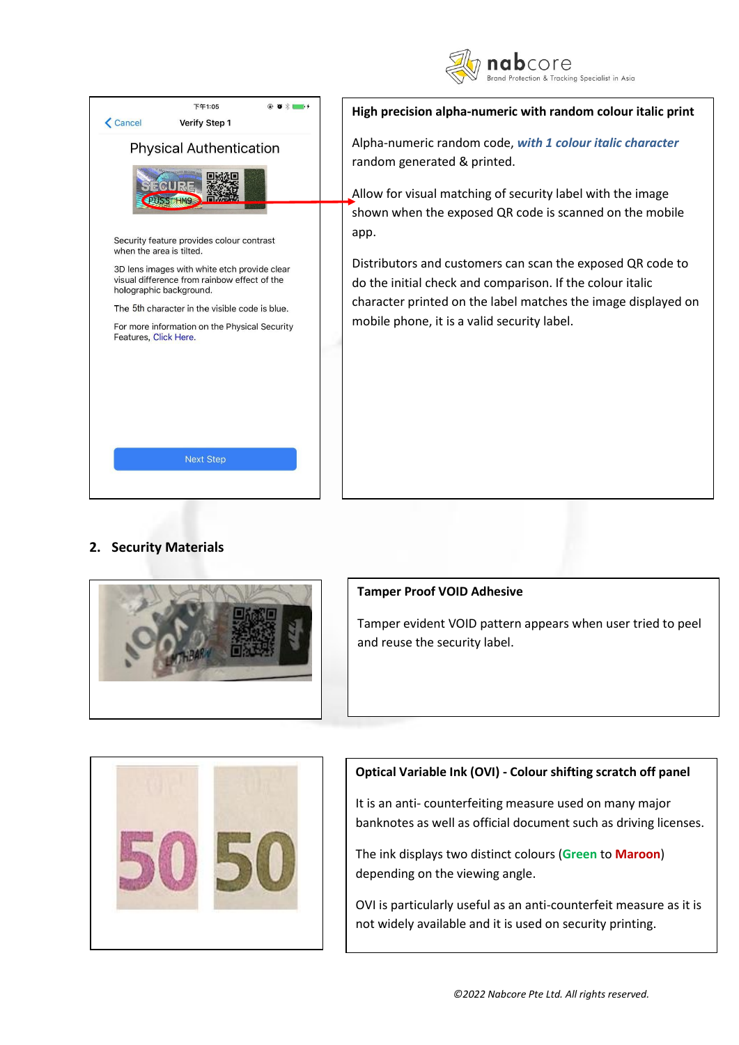Physical Authentication

Security feature provides colour contrast when the area is tilted.

3D lens images with white etch provide clear visual difference from rainbow effect of the holographic background.

The 5th character in the visible code is blue.

For more information on the Physical Security Features, Click Here.

Next Step

**High precision alpha-numeric with random colour italic print**

Alpha-numeric random code, ***with 1 colour italic character*** random generated & printed.

Allow for visual matching of security label with the image shown when the exposed QR code is scanned on the mobile app.

Distributors and customers can scan the exposed QR code to do the initial check and comparison. If the colour italic character printed on the label matches the image displayed on mobile phone, it is a valid security label.

## 2. Security Materials

**Tamper Proof VOID Adhesive**

Tamper evident VOID pattern appears when user tried to peel and reuse the security label.

**Optical Variable Ink (OVI) - Colour shifting scratch off panel**

It is an anti- counterfeiting measure used on many major banknotes as well as official document such as driving licenses.

The ink displays two distinct colours (**Green** to **Maroon**) depending on the viewing angle.

OVI is particularly useful as an anti-counterfeit measure as it is not widely available and it is used on security printing.

*©2022 Nabcore Pte Ltd. All rights reserved.*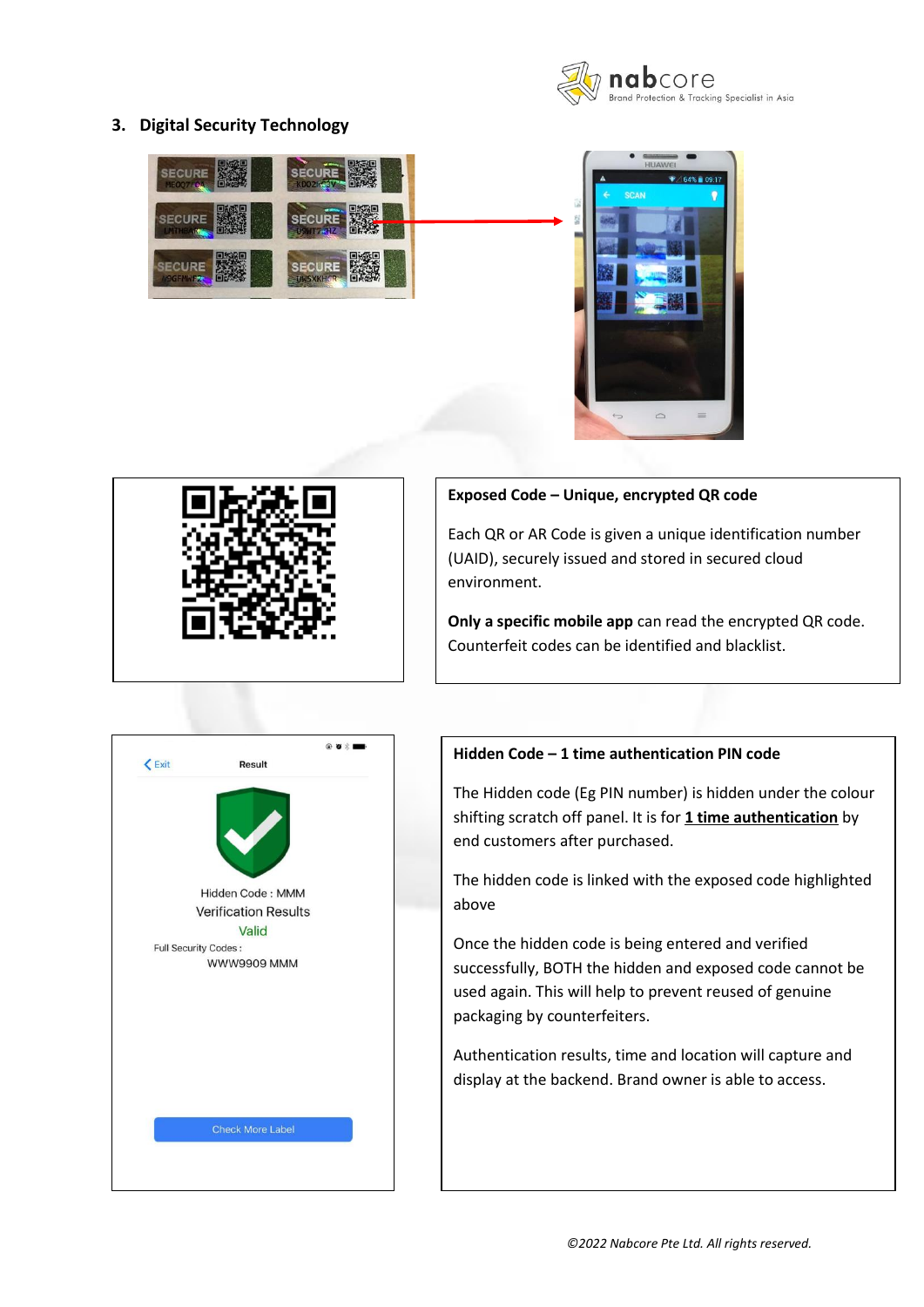## 3. Digital Security Technology

**Exposed Code – Unique, encrypted QR code**

Each QR or AR Code is given a unique identification number (UAID), securely issued and stored in secured cloud environment.

**Only a specific mobile app** can read the encrypted QR code. Counterfeit codes can be identified and blacklist.

**Hidden Code – 1 time authentication PIN code**

The Hidden code (Eg PIN number) is hidden under the colour shifting scratch off panel. It is for **<u>1 time authentication</u>** by end customers after purchased.

The hidden code is linked with the exposed code highlighted above

Once the hidden code is being entered and verified successfully, BOTH the hidden and exposed code cannot be used again. This will help to prevent reused of genuine packaging by counterfeiters.

Authentication results, time and location will capture and display at the backend. Brand owner is able to access.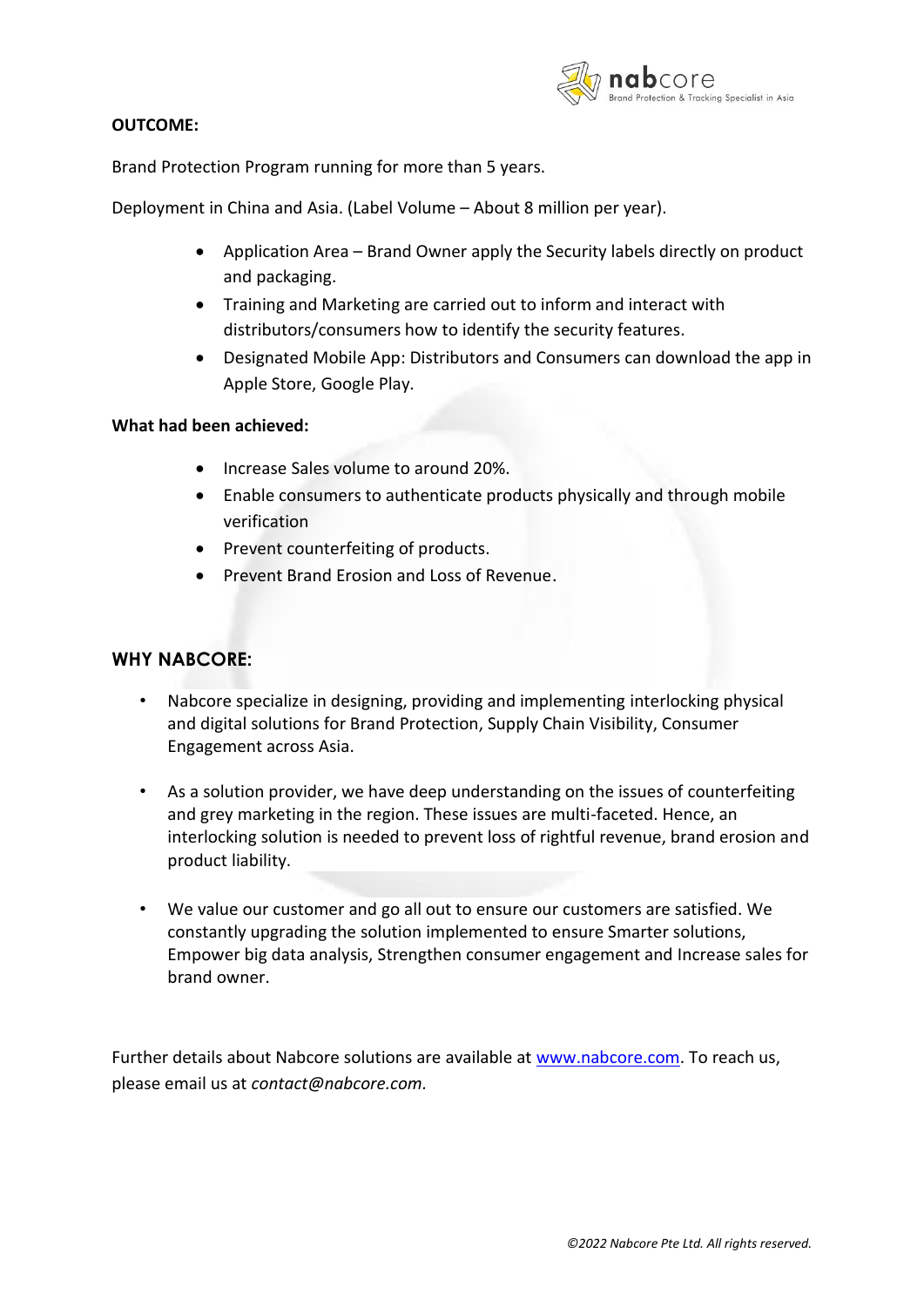**OUTCOME:**

Brand Protection Program running for more than 5 years.

Deployment in China and Asia. (Label Volume – About 8 million per year).

- Application Area – Brand Owner apply the Security labels directly on product and packaging.
- Training and Marketing are carried out to inform and interact with distributors/consumers how to identify the security features.
- Designated Mobile App: Distributors and Consumers can download the app in Apple Store, Google Play.

**What had been achieved:**

- Increase Sales volume to around 20%.
- Enable consumers to authenticate products physically and through mobile verification
- Prevent counterfeiting of products.
- Prevent Brand Erosion and Loss of Revenue.

## WHY NABCORE:

- Nabcore specialize in designing, providing and implementing interlocking physical and digital solutions for Brand Protection, Supply Chain Visibility, Consumer Engagement across Asia.
- As a solution provider, we have deep understanding on the issues of counterfeiting and grey marketing in the region. These issues are multi-faceted. Hence, an interlocking solution is needed to prevent loss of rightful revenue, brand erosion and product liability.
- We value our customer and go all out to ensure our customers are satisfied. We constantly upgrading the solution implemented to ensure Smarter solutions, Empower big data analysis, Strengthen consumer engagement and Increase sales for brand owner.

Further details about Nabcore solutions are available at [www.nabcore.com](http://www.nabcore.com). To reach us, please email us at *contact@nabcore.com.*

*©2022 Nabcore Pte Ltd. All rights reserved.*